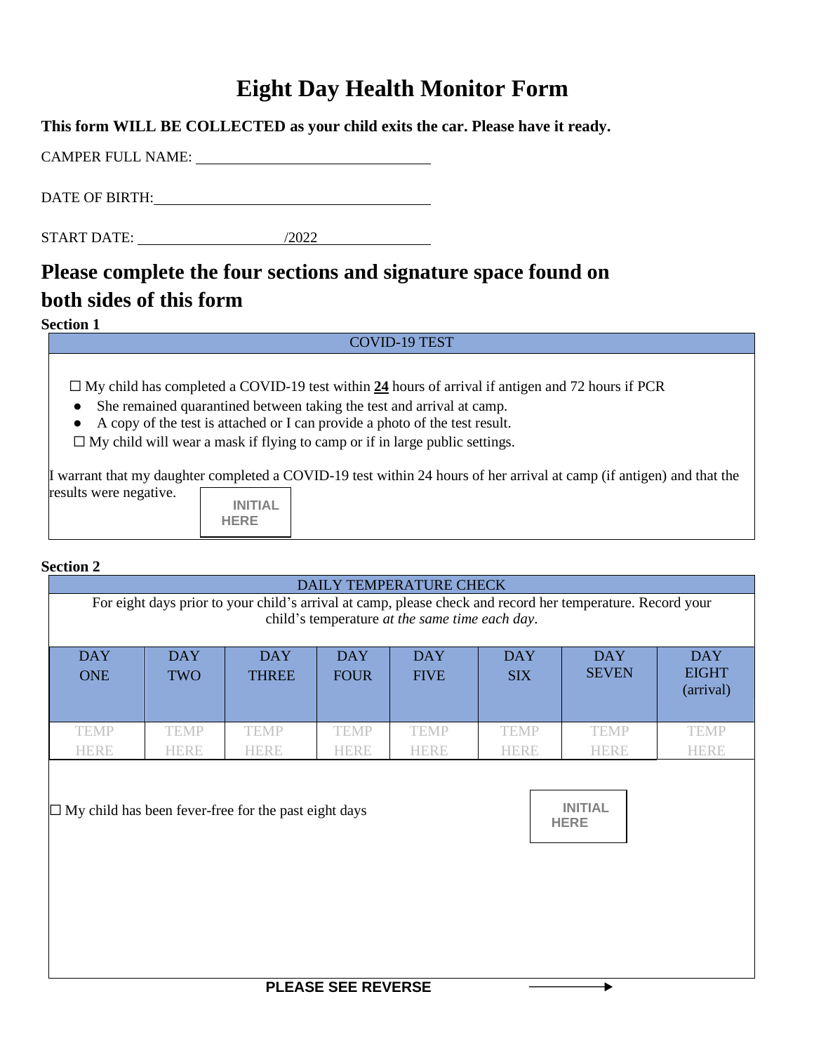# Eight Day Health Monitor Form

**This form WILL BE COLLECTED as your child exits the car. Please have it ready.**

CAMPER FULL NAME: ______________________________

DATE OF BIRTH: ______________________________

START DATE: ____________ /2022 ____________

## Please complete the four sections and signature space found on both sides of this form

**Section 1**

| COVID-19 TEST |
|---|
| ☐ My child has completed a COVID-19 test within **24** hours of arrival if antigen and 72 hours if PCR<br>● She remained quarantined between taking the test and arrival at camp.<br>● A copy of the test is attached or I can provide a photo of the test result.<br>☐ My child will wear a mask if flying to camp or if in large public settings.<br><br>I warrant that my daughter completed a COVID-19 test within 24 hours of her arrival at camp (if antigen) and that the results were negative. INITIAL HERE |

**Section 2**

DAILY TEMPERATURE CHECK

For eight days prior to your child's arrival at camp, please check and record her temperature. Record your child's temperature *at the same time each day*.

| DAY ONE | DAY TWO | DAY THREE | DAY FOUR | DAY FIVE | DAY SIX | DAY SEVEN | DAY EIGHT (arrival) |
|---|---|---|---|---|---|---|---|
| TEMP HERE | TEMP HERE | TEMP HERE | TEMP HERE | TEMP HERE | TEMP HERE | TEMP HERE | TEMP HERE |

☐ My child has been fever-free for the past eight days INITIAL HERE

**PLEASE SEE REVERSE** →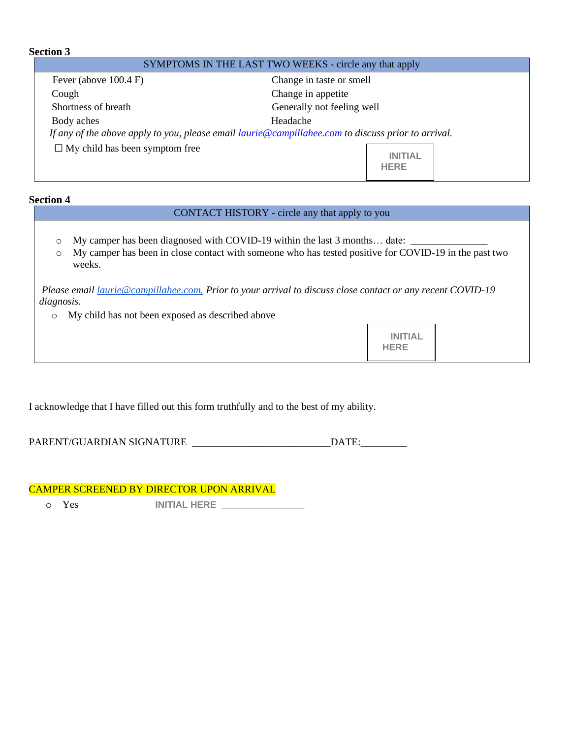**Section 3**

**SYMPTOMS IN THE LAST TWO WEEKS - circle any that apply**

| | |
|---|---|
| Fever (above 100.4 F) | Change in taste or smell |
| Cough | Change in appetite |
| Shortness of breath | Generally not feeling well |
| Body aches | Headache |

*If any of the above apply to you, please email laurie@campillahee.com to discuss prior to arrival.*

☐ My child has been symptom free

INITIAL HERE

**Section 4**

**CONTACT HISTORY - circle any that apply to you**

- My camper has been diagnosed with COVID-19 within the last 3 months… date: _______________
- My camper has been in close contact with someone who has tested positive for COVID-19 in the past two weeks.

*Please email laurie@campillahee.com. Prior to your arrival to discuss close contact or any recent COVID-19 diagnosis.*

- My child has not been exposed as described above

INITIAL HERE

I acknowledge that I have filled out this form truthfully and to the best of my ability.

PARENT/GUARDIAN SIGNATURE __________________________DATE:_________

CAMPER SCREENED BY DIRECTOR UPON ARRIVAL

- Yes  INITIAL HERE ________________